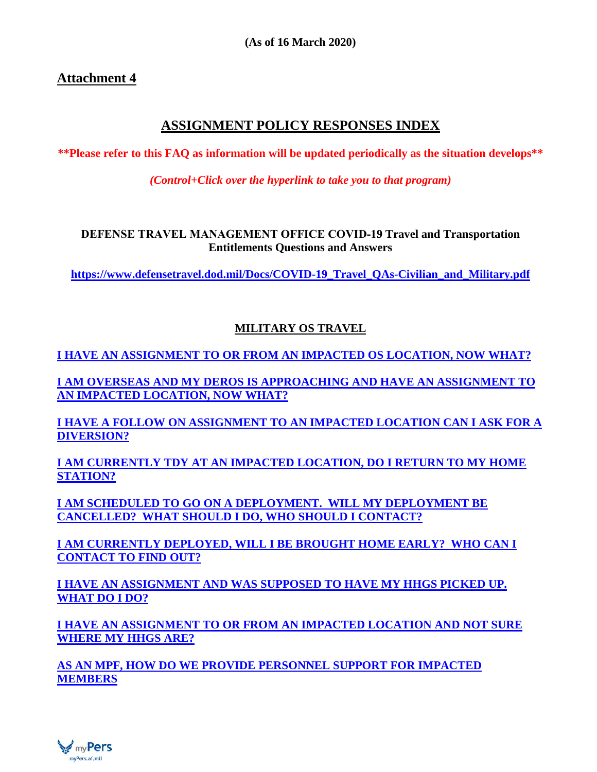**(As of 16 March 2020)**

**Attachment 4**

# ASSIGNMENT POLICY RESPONSES INDEX

**\*\*Please refer to this FAQ as information will be updated periodically as the situation develops\*\***

***(Control+Click over the hyperlink to take you to that program)***

**DEFENSE TRAVEL MANAGEMENT OFFICE COVID-19 Travel and Transportation Entitlements Questions and Answers**

**https://www.defensetravel.dod.mil/Docs/COVID-19_Travel_QAs-Civilian_and_Military.pdf**

## MILITARY OS TRAVEL

**I HAVE AN ASSIGNMENT TO OR FROM AN IMPACTED OS LOCATION, NOW WHAT?**

**I AM OVERSEAS AND MY DEROS IS APPROACHING AND HAVE AN ASSIGNMENT TO AN IMPACTED LOCATION, NOW WHAT?**

**I HAVE A FOLLOW ON ASSIGNMENT TO AN IMPACTED LOCATION CAN I ASK FOR A DIVERSION?**

**I AM CURRENTLY TDY AT AN IMPACTED LOCATION, DO I RETURN TO MY HOME STATION?**

**I AM SCHEDULED TO GO ON A DEPLOYMENT. WILL MY DEPLOYMENT BE CANCELLED? WHAT SHOULD I DO, WHO SHOULD I CONTACT?**

**I AM CURRENTLY DEPLOYED, WILL I BE BROUGHT HOME EARLY? WHO CAN I CONTACT TO FIND OUT?**

**I HAVE AN ASSIGNMENT AND WAS SUPPOSED TO HAVE MY HHGS PICKED UP. WHAT DO I DO?**

**I HAVE AN ASSIGNMENT TO OR FROM AN IMPACTED LOCATION AND NOT SURE WHERE MY HHGS ARE?**

**AS AN MPF, HOW DO WE PROVIDE PERSONNEL SUPPORT FOR IMPACTED MEMBERS**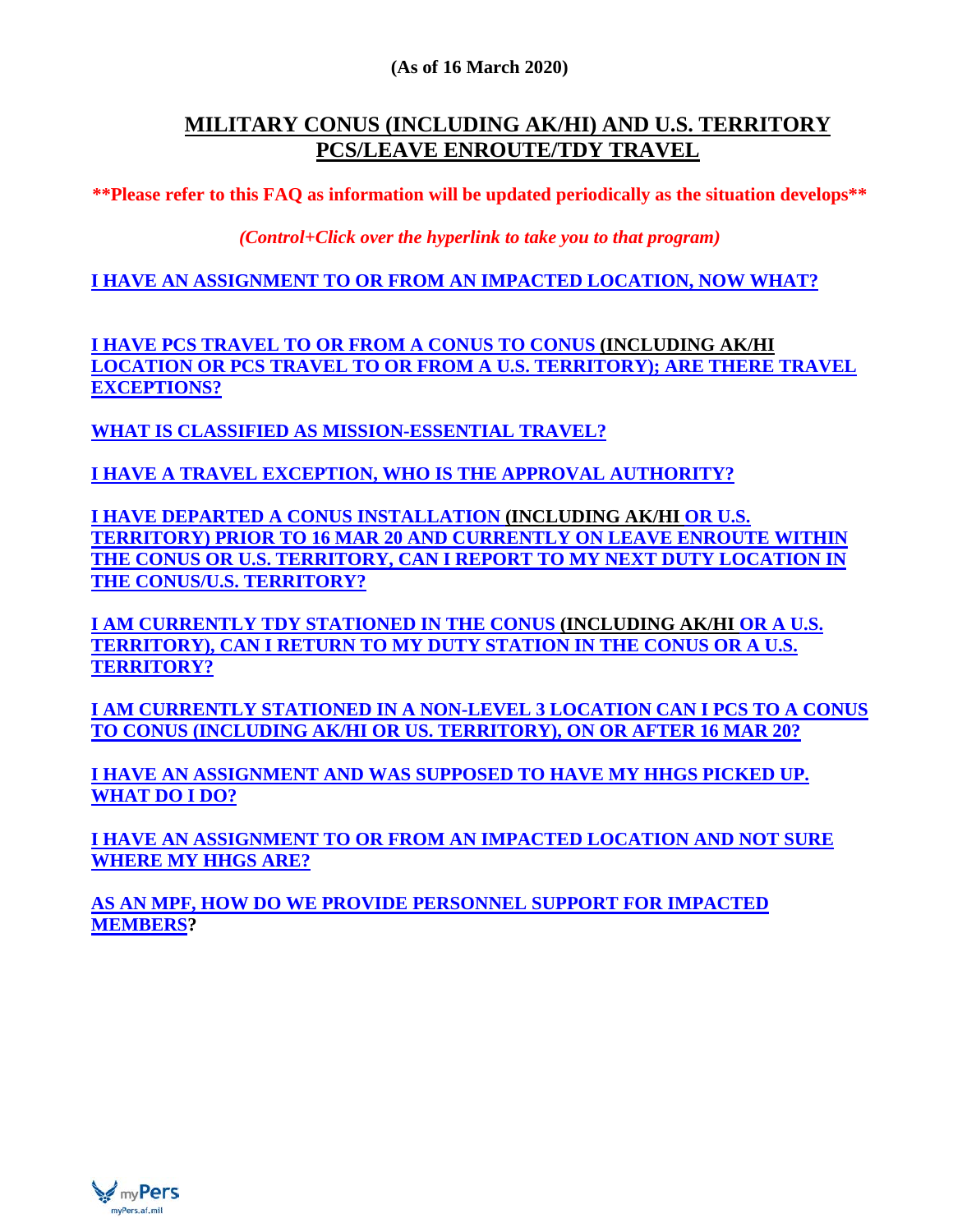**(As of 16 March 2020)**

# MILITARY CONUS (INCLUDING AK/HI) AND U.S. TERRITORY PCS/LEAVE ENROUTE/TDY TRAVEL

**\*\*Please refer to this FAQ as information will be updated periodically as the situation develops\*\***

*(Control+Click over the hyperlink to take you to that program)*

**I HAVE AN ASSIGNMENT TO OR FROM AN IMPACTED LOCATION, NOW WHAT?**

**I HAVE PCS TRAVEL TO OR FROM A CONUS TO CONUS (INCLUDING AK/HI LOCATION OR PCS TRAVEL TO OR FROM A U.S. TERRITORY); ARE THERE TRAVEL EXCEPTIONS?**

**WHAT IS CLASSIFIED AS MISSION-ESSENTIAL TRAVEL?**

**I HAVE A TRAVEL EXCEPTION, WHO IS THE APPROVAL AUTHORITY?**

**I HAVE DEPARTED A CONUS INSTALLATION (INCLUDING AK/HI OR U.S. TERRITORY) PRIOR TO 16 MAR 20 AND CURRENTLY ON LEAVE ENROUTE WITHIN THE CONUS OR U.S. TERRITORY, CAN I REPORT TO MY NEXT DUTY LOCATION IN THE CONUS/U.S. TERRITORY?**

**I AM CURRENTLY TDY STATIONED IN THE CONUS (INCLUDING AK/HI OR A U.S. TERRITORY), CAN I RETURN TO MY DUTY STATION IN THE CONUS OR A U.S. TERRITORY?**

**I AM CURRENTLY STATIONED IN A NON-LEVEL 3 LOCATION CAN I PCS TO A CONUS TO CONUS (INCLUDING AK/HI OR US. TERRITORY), ON OR AFTER 16 MAR 20?**

**I HAVE AN ASSIGNMENT AND WAS SUPPOSED TO HAVE MY HHGS PICKED UP. WHAT DO I DO?**

**I HAVE AN ASSIGNMENT TO OR FROM AN IMPACTED LOCATION AND NOT SURE WHERE MY HHGS ARE?**

**AS AN MPF, HOW DO WE PROVIDE PERSONNEL SUPPORT FOR IMPACTED MEMBERS?**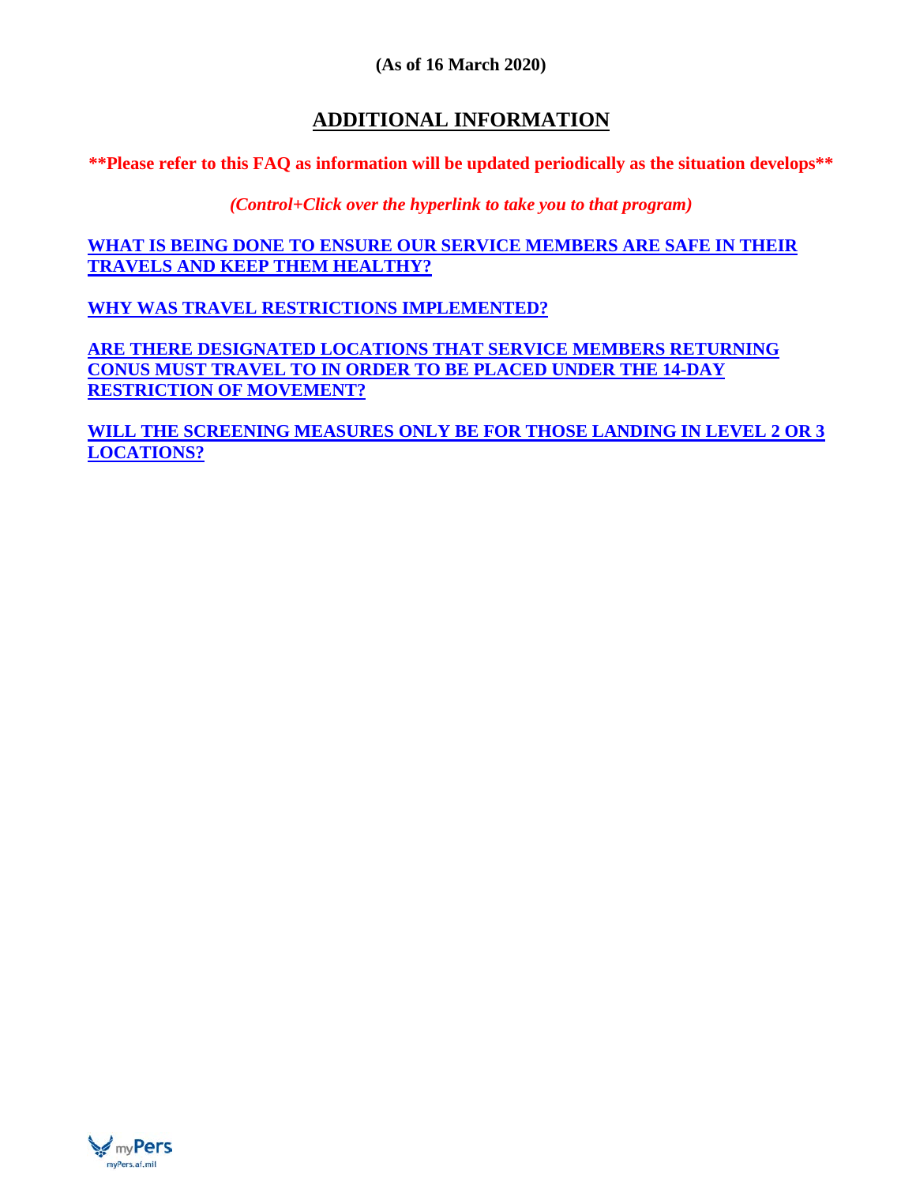(As of 16 March 2020)

## ADDITIONAL INFORMATION

**\*\*Please refer to this FAQ as information will be updated periodically as the situation develops\*\***

***(Control+Click over the hyperlink to take you to that program)***

**WHAT IS BEING DONE TO ENSURE OUR SERVICE MEMBERS ARE SAFE IN THEIR TRAVELS AND KEEP THEM HEALTHY?**

**WHY WAS TRAVEL RESTRICTIONS IMPLEMENTED?**

**ARE THERE DESIGNATED LOCATIONS THAT SERVICE MEMBERS RETURNING CONUS MUST TRAVEL TO IN ORDER TO BE PLACED UNDER THE 14-DAY RESTRICTION OF MOVEMENT?**

**WILL THE SCREENING MEASURES ONLY BE FOR THOSE LANDING IN LEVEL 2 OR 3 LOCATIONS?**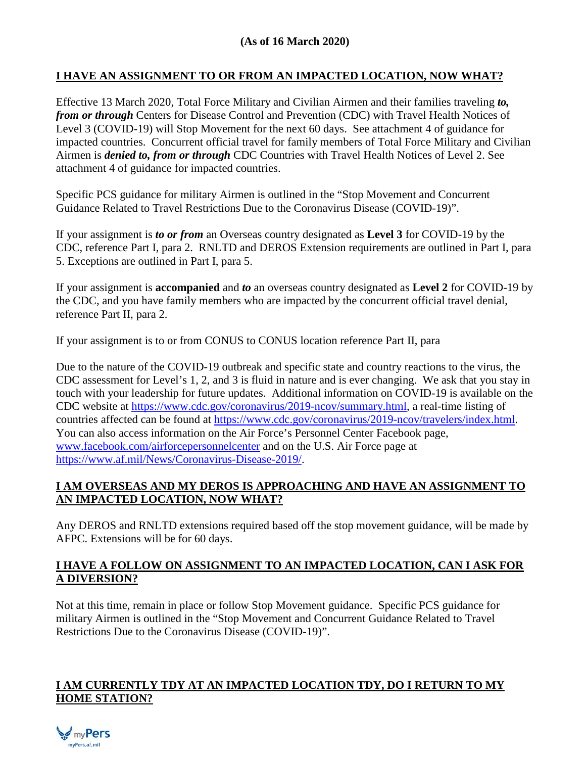**(As of 16 March 2020)**

## I HAVE AN ASSIGNMENT TO OR FROM AN IMPACTED LOCATION, NOW WHAT?

Effective 13 March 2020, Total Force Military and Civilian Airmen and their families traveling ***to, from or through*** Centers for Disease Control and Prevention (CDC) with Travel Health Notices of Level 3 (COVID-19) will Stop Movement for the next 60 days. See attachment 4 of guidance for impacted countries. Concurrent official travel for family members of Total Force Military and Civilian Airmen is ***denied to, from or through*** CDC Countries with Travel Health Notices of Level 2. See attachment 4 of guidance for impacted countries.

Specific PCS guidance for military Airmen is outlined in the "Stop Movement and Concurrent Guidance Related to Travel Restrictions Due to the Coronavirus Disease (COVID-19)".

If your assignment is ***to or from*** an Overseas country designated as **Level 3** for COVID-19 by the CDC, reference Part I, para 2. RNLTD and DEROS Extension requirements are outlined in Part I, para 5. Exceptions are outlined in Part I, para 5.

If your assignment is **accompanied** and ***to*** an overseas country designated as **Level 2** for COVID-19 by the CDC, and you have family members who are impacted by the concurrent official travel denial, reference Part II, para 2.

If your assignment is to or from CONUS to CONUS location reference Part II, para

Due to the nature of the COVID-19 outbreak and specific state and country reactions to the virus, the CDC assessment for Level's 1, 2, and 3 is fluid in nature and is ever changing. We ask that you stay in touch with your leadership for future updates. Additional information on COVID-19 is available on the CDC website at https://www.cdc.gov/coronavirus/2019-ncov/summary.html, a real-time listing of countries affected can be found at https://www.cdc.gov/coronavirus/2019-ncov/travelers/index.html. You can also access information on the Air Force's Personnel Center Facebook page, www.facebook.com/airforcepersonnelcenter and on the U.S. Air Force page at https://www.af.mil/News/Coronavirus-Disease-2019/.

## I AM OVERSEAS AND MY DEROS IS APPROACHING AND HAVE AN ASSIGNMENT TO AN IMPACTED LOCATION, NOW WHAT?

Any DEROS and RNLTD extensions required based off the stop movement guidance, will be made by AFPC. Extensions will be for 60 days.

## I HAVE A FOLLOW ON ASSIGNMENT TO AN IMPACTED LOCATION, CAN I ASK FOR A DIVERSION?

Not at this time, remain in place or follow Stop Movement guidance. Specific PCS guidance for military Airmen is outlined in the "Stop Movement and Concurrent Guidance Related to Travel Restrictions Due to the Coronavirus Disease (COVID-19)".

## I AM CURRENTLY TDY AT AN IMPACTED LOCATION TDY, DO I RETURN TO MY HOME STATION?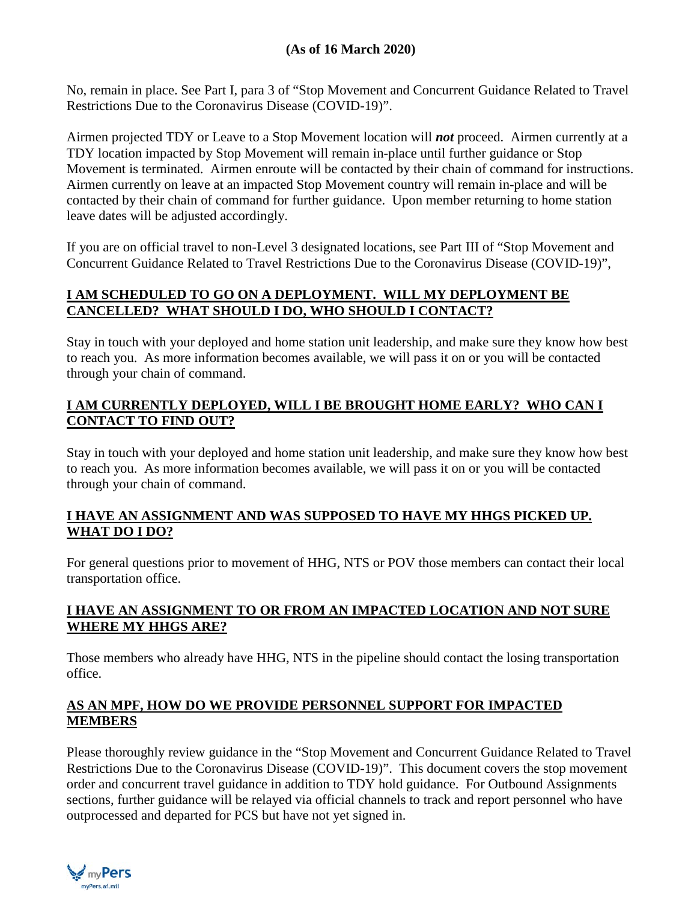**(As of 16 March 2020)**

No, remain in place. See Part I, para 3 of "Stop Movement and Concurrent Guidance Related to Travel Restrictions Due to the Coronavirus Disease (COVID-19)".

Airmen projected TDY or Leave to a Stop Movement location will ***not*** proceed. Airmen currently at a TDY location impacted by Stop Movement will remain in-place until further guidance or Stop Movement is terminated. Airmen enroute will be contacted by their chain of command for instructions. Airmen currently on leave at an impacted Stop Movement country will remain in-place and will be contacted by their chain of command for further guidance. Upon member returning to home station leave dates will be adjusted accordingly.

If you are on official travel to non-Level 3 designated locations, see Part III of "Stop Movement and Concurrent Guidance Related to Travel Restrictions Due to the Coronavirus Disease (COVID-19)",

**I AM SCHEDULED TO GO ON A DEPLOYMENT. WILL MY DEPLOYMENT BE CANCELLED? WHAT SHOULD I DO, WHO SHOULD I CONTACT?**

Stay in touch with your deployed and home station unit leadership, and make sure they know how best to reach you. As more information becomes available, we will pass it on or you will be contacted through your chain of command.

**I AM CURRENTLY DEPLOYED, WILL I BE BROUGHT HOME EARLY? WHO CAN I CONTACT TO FIND OUT?**

Stay in touch with your deployed and home station unit leadership, and make sure they know how best to reach you. As more information becomes available, we will pass it on or you will be contacted through your chain of command.

**I HAVE AN ASSIGNMENT AND WAS SUPPOSED TO HAVE MY HHGS PICKED UP. WHAT DO I DO?**

For general questions prior to movement of HHG, NTS or POV those members can contact their local transportation office.

**I HAVE AN ASSIGNMENT TO OR FROM AN IMPACTED LOCATION AND NOT SURE WHERE MY HHGS ARE?**

Those members who already have HHG, NTS in the pipeline should contact the losing transportation office.

**AS AN MPF, HOW DO WE PROVIDE PERSONNEL SUPPORT FOR IMPACTED MEMBERS**

Please thoroughly review guidance in the "Stop Movement and Concurrent Guidance Related to Travel Restrictions Due to the Coronavirus Disease (COVID-19)". This document covers the stop movement order and concurrent travel guidance in addition to TDY hold guidance. For Outbound Assignments sections, further guidance will be relayed via official channels to track and report personnel who have outprocessed and departed for PCS but have not yet signed in.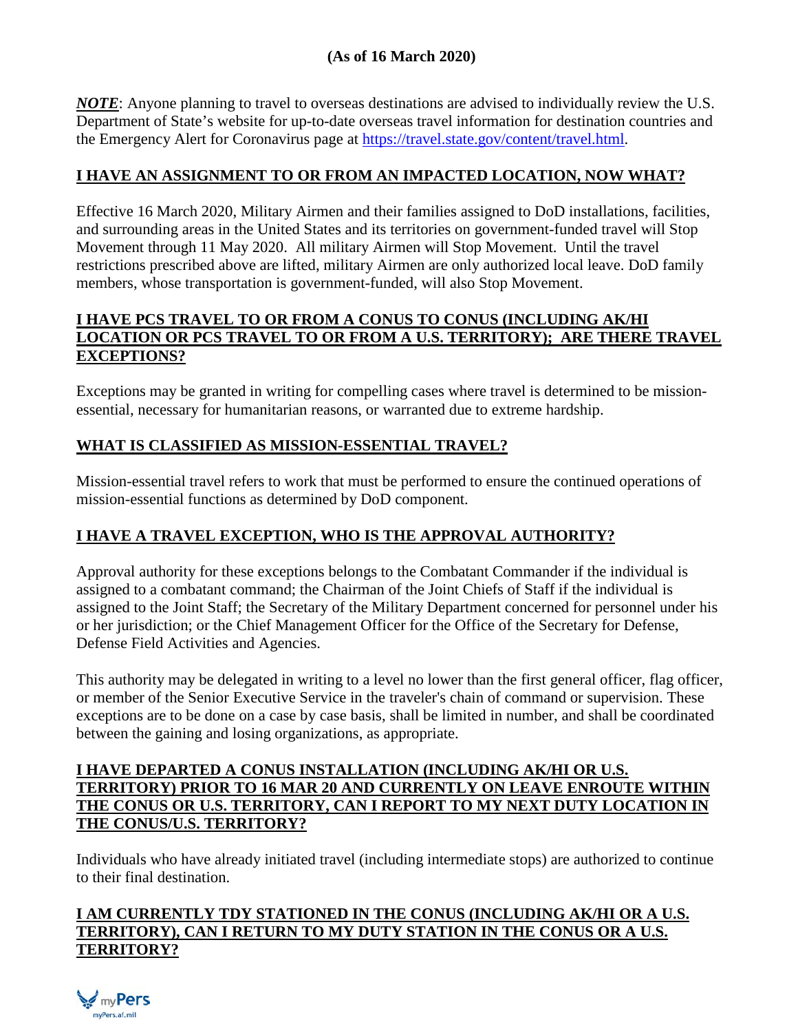**(As of 16 March 2020)**

***NOTE***: Anyone planning to travel to overseas destinations are advised to individually review the U.S. Department of State's website for up-to-date overseas travel information for destination countries and the Emergency Alert for Coronavirus page at [https://travel.state.gov/content/travel.html](https://travel.state.gov/content/travel.html).

## I HAVE AN ASSIGNMENT TO OR FROM AN IMPACTED LOCATION, NOW WHAT?

Effective 16 March 2020, Military Airmen and their families assigned to DoD installations, facilities, and surrounding areas in the United States and its territories on government-funded travel will Stop Movement through 11 May 2020. All military Airmen will Stop Movement. Until the travel restrictions prescribed above are lifted, military Airmen are only authorized local leave. DoD family members, whose transportation is government-funded, will also Stop Movement.

## I HAVE PCS TRAVEL TO OR FROM A CONUS TO CONUS (INCLUDING AK/HI LOCATION OR PCS TRAVEL TO OR FROM A U.S. TERRITORY); ARE THERE TRAVEL EXCEPTIONS?

Exceptions may be granted in writing for compelling cases where travel is determined to be mission-essential, necessary for humanitarian reasons, or warranted due to extreme hardship.

## WHAT IS CLASSIFIED AS MISSION-ESSENTIAL TRAVEL?

Mission-essential travel refers to work that must be performed to ensure the continued operations of mission-essential functions as determined by DoD component.

## I HAVE A TRAVEL EXCEPTION, WHO IS THE APPROVAL AUTHORITY?

Approval authority for these exceptions belongs to the Combatant Commander if the individual is assigned to a combatant command; the Chairman of the Joint Chiefs of Staff if the individual is assigned to the Joint Staff; the Secretary of the Military Department concerned for personnel under his or her jurisdiction; or the Chief Management Officer for the Office of the Secretary for Defense, Defense Field Activities and Agencies.

This authority may be delegated in writing to a level no lower than the first general officer, flag officer, or member of the Senior Executive Service in the traveler's chain of command or supervision. These exceptions are to be done on a case by case basis, shall be limited in number, and shall be coordinated between the gaining and losing organizations, as appropriate.

## I HAVE DEPARTED A CONUS INSTALLATION (INCLUDING AK/HI OR U.S. TERRITORY) PRIOR TO 16 MAR 20 AND CURRENTLY ON LEAVE ENROUTE WITHIN THE CONUS OR U.S. TERRITORY, CAN I REPORT TO MY NEXT DUTY LOCATION IN THE CONUS/U.S. TERRITORY?

Individuals who have already initiated travel (including intermediate stops) are authorized to continue to their final destination.

## I AM CURRENTLY TDY STATIONED IN THE CONUS (INCLUDING AK/HI OR A U.S. TERRITORY), CAN I RETURN TO MY DUTY STATION IN THE CONUS OR A U.S. TERRITORY?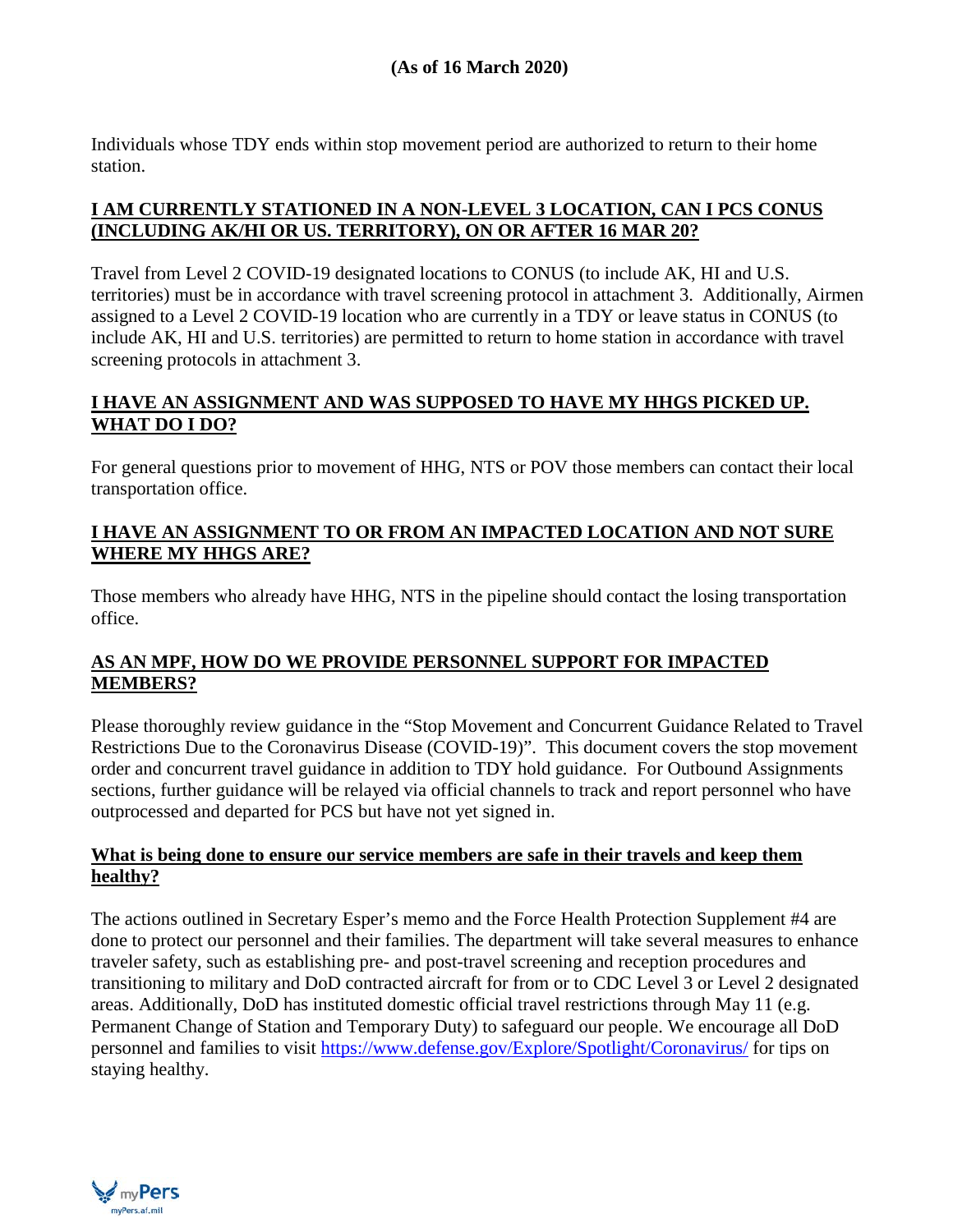**(As of 16 March 2020)**

Individuals whose TDY ends within stop movement period are authorized to return to their home station.

**I AM CURRENTLY STATIONED IN A NON-LEVEL 3 LOCATION, CAN I PCS CONUS (INCLUDING AK/HI OR US. TERRITORY), ON OR AFTER 16 MAR 20?**

Travel from Level 2 COVID-19 designated locations to CONUS (to include AK, HI and U.S. territories) must be in accordance with travel screening protocol in attachment 3. Additionally, Airmen assigned to a Level 2 COVID-19 location who are currently in a TDY or leave status in CONUS (to include AK, HI and U.S. territories) are permitted to return to home station in accordance with travel screening protocols in attachment 3.

**I HAVE AN ASSIGNMENT AND WAS SUPPOSED TO HAVE MY HHGS PICKED UP. WHAT DO I DO?**

For general questions prior to movement of HHG, NTS or POV those members can contact their local transportation office.

**I HAVE AN ASSIGNMENT TO OR FROM AN IMPACTED LOCATION AND NOT SURE WHERE MY HHGS ARE?**

Those members who already have HHG, NTS in the pipeline should contact the losing transportation office.

**AS AN MPF, HOW DO WE PROVIDE PERSONNEL SUPPORT FOR IMPACTED MEMBERS?**

Please thoroughly review guidance in the "Stop Movement and Concurrent Guidance Related to Travel Restrictions Due to the Coronavirus Disease (COVID-19)". This document covers the stop movement order and concurrent travel guidance in addition to TDY hold guidance. For Outbound Assignments sections, further guidance will be relayed via official channels to track and report personnel who have outprocessed and departed for PCS but have not yet signed in.

**What is being done to ensure our service members are safe in their travels and keep them healthy?**

The actions outlined in Secretary Esper's memo and the Force Health Protection Supplement #4 are done to protect our personnel and their families. The department will take several measures to enhance traveler safety, such as establishing pre- and post-travel screening and reception procedures and transitioning to military and DoD contracted aircraft for from or to CDC Level 3 or Level 2 designated areas. Additionally, DoD has instituted domestic official travel restrictions through May 11 (e.g. Permanent Change of Station and Temporary Duty) to safeguard our people. We encourage all DoD personnel and families to visit https://www.defense.gov/Explore/Spotlight/Coronavirus/ for tips on staying healthy.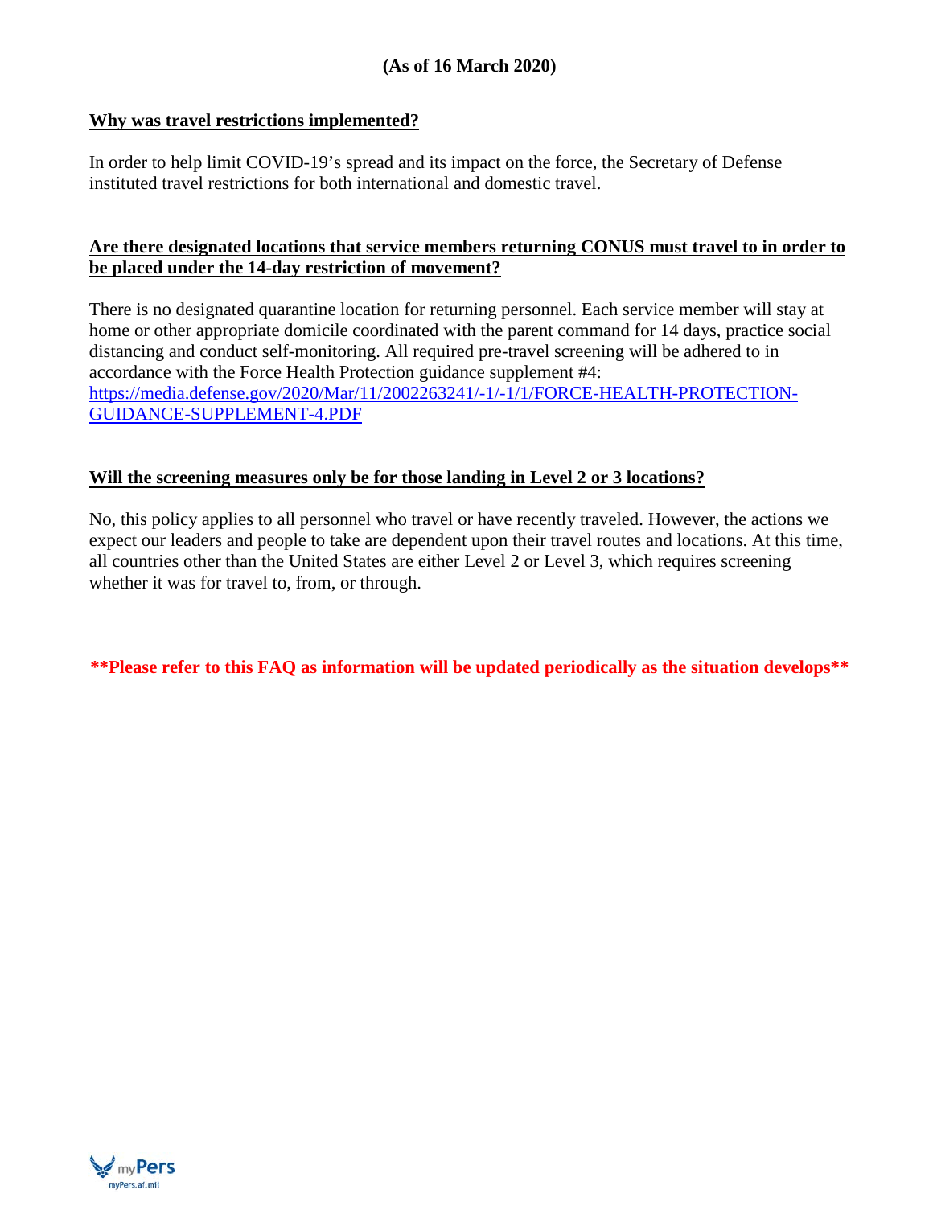**(As of 16 March 2020)**

**Why was travel restrictions implemented?**

In order to help limit COVID-19's spread and its impact on the force, the Secretary of Defense instituted travel restrictions for both international and domestic travel.

**Are there designated locations that service members returning CONUS must travel to in order to be placed under the 14-day restriction of movement?**

There is no designated quarantine location for returning personnel. Each service member will stay at home or other appropriate domicile coordinated with the parent command for 14 days, practice social distancing and conduct self-monitoring. All required pre-travel screening will be adhered to in accordance with the Force Health Protection guidance supplement #4: [https://media.defense.gov/2020/Mar/11/2002263241/-1/-1/1/FORCE-HEALTH-PROTECTION-GUIDANCE-SUPPLEMENT-4.PDF](https://media.defense.gov/2020/Mar/11/2002263241/-1/-1/1/FORCE-HEALTH-PROTECTION-GUIDANCE-SUPPLEMENT-4.PDF)

**Will the screening measures only be for those landing in Level 2 or 3 locations?**

No, this policy applies to all personnel who travel or have recently traveled. However, the actions we expect our leaders and people to take are dependent upon their travel routes and locations. At this time, all countries other than the United States are either Level 2 or Level 3, which requires screening whether it was for travel to, from, or through.

**\*\*Please refer to this FAQ as information will be updated periodically as the situation develops\*\***